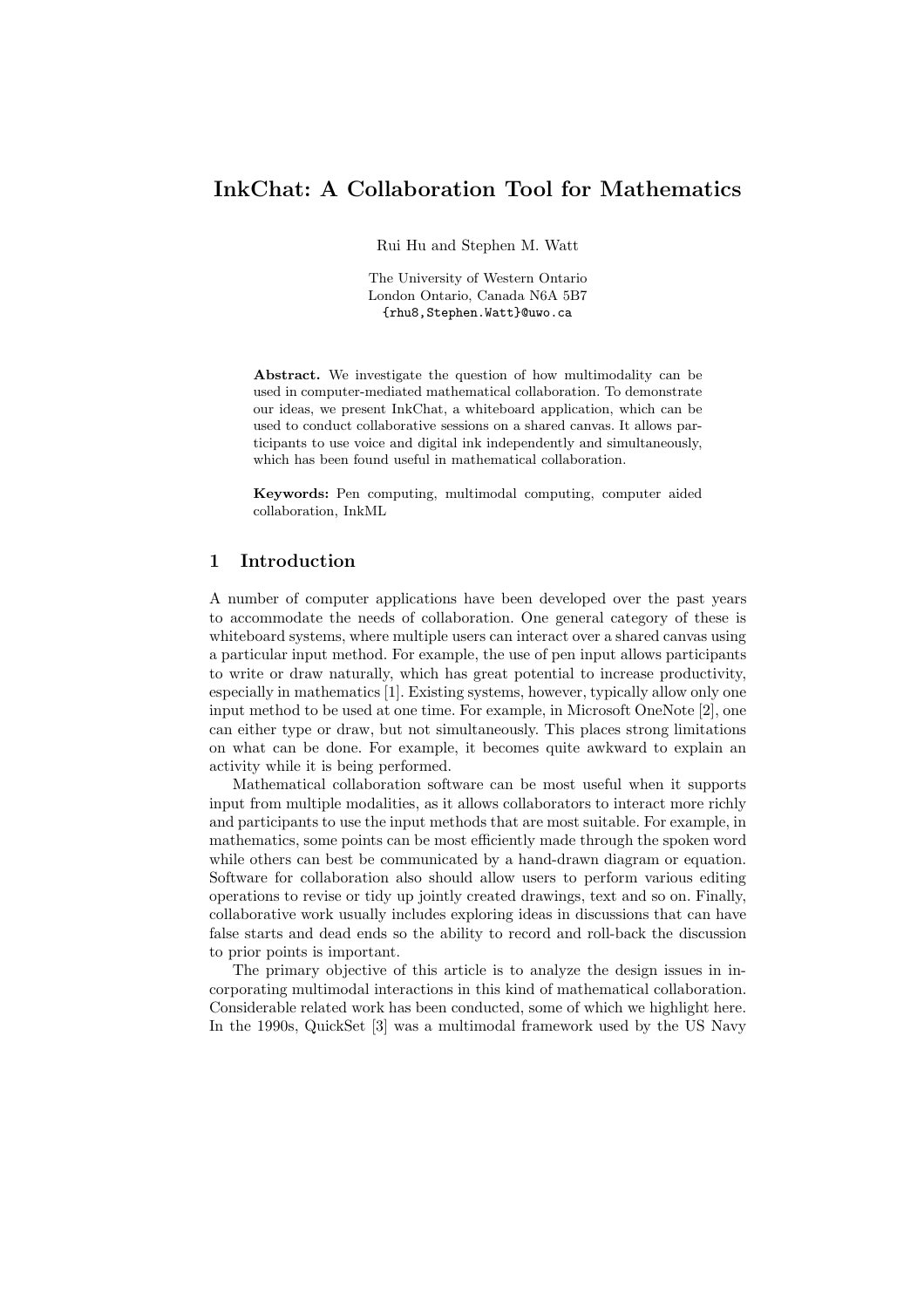# InkChat: A Collaboration Tool for Mathematics

Rui Hu and Stephen M. Watt

The University of Western Ontario
London Ontario, Canada N6A 5B7
{rhu8,Stephen.Watt}@uwo.ca

**Abstract.** We investigate the question of how multimodality can be used in computer-mediated mathematical collaboration. To demonstrate our ideas, we present InkChat, a whiteboard application, which can be used to conduct collaborative sessions on a shared canvas. It allows participants to use voice and digital ink independently and simultaneously, which has been found useful in mathematical collaboration.

**Keywords:** Pen computing, multimodal computing, computer aided collaboration, InkML

## 1 Introduction

A number of computer applications have been developed over the past years to accommodate the needs of collaboration. One general category of these is whiteboard systems, where multiple users can interact over a shared canvas using a particular input method. For example, the use of pen input allows participants to write or draw naturally, which has great potential to increase productivity, especially in mathematics [1]. Existing systems, however, typically allow only one input method to be used at one time. For example, in Microsoft OneNote [2], one can either type or draw, but not simultaneously. This places strong limitations on what can be done. For example, it becomes quite awkward to explain an activity while it is being performed.

Mathematical collaboration software can be most useful when it supports input from multiple modalities, as it allows collaborators to interact more richly and participants to use the input methods that are most suitable. For example, in mathematics, some points can be most efficiently made through the spoken word while others can best be communicated by a hand-drawn diagram or equation. Software for collaboration also should allow users to perform various editing operations to revise or tidy up jointly created drawings, text and so on. Finally, collaborative work usually includes exploring ideas in discussions that can have false starts and dead ends so the ability to record and roll-back the discussion to prior points is important.

The primary objective of this article is to analyze the design issues in incorporating multimodal interactions in this kind of mathematical collaboration. Considerable related work has been conducted, some of which we highlight here. In the 1990s, QuickSet [3] was a multimodal framework used by the US Navy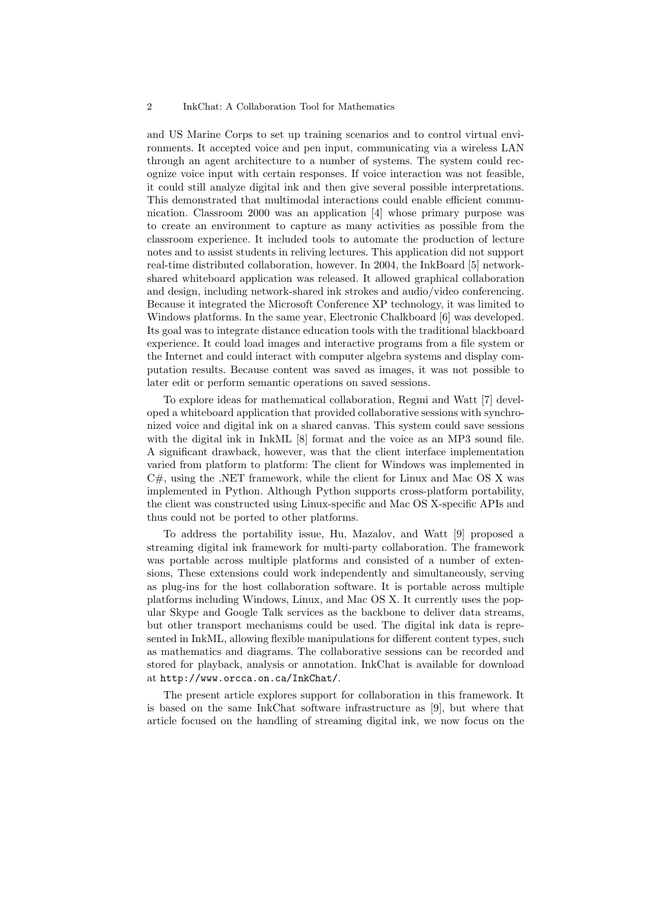and US Marine Corps to set up training scenarios and to control virtual environments. It accepted voice and pen input, communicating via a wireless LAN through an agent architecture to a number of systems. The system could recognize voice input with certain responses. If voice interaction was not feasible, it could still analyze digital ink and then give several possible interpretations. This demonstrated that multimodal interactions could enable efficient communication. Classroom 2000 was an application [4] whose primary purpose was to create an environment to capture as many activities as possible from the classroom experience. It included tools to automate the production of lecture notes and to assist students in reliving lectures. This application did not support real-time distributed collaboration, however. In 2004, the InkBoard [5] network-shared whiteboard application was released. It allowed graphical collaboration and design, including network-shared ink strokes and audio/video conferencing. Because it integrated the Microsoft Conference XP technology, it was limited to Windows platforms. In the same year, Electronic Chalkboard [6] was developed. Its goal was to integrate distance education tools with the traditional blackboard experience. It could load images and interactive programs from a file system or the Internet and could interact with computer algebra systems and display computation results. Because content was saved as images, it was not possible to later edit or perform semantic operations on saved sessions.

To explore ideas for mathematical collaboration, Regmi and Watt [7] developed a whiteboard application that provided collaborative sessions with synchronized voice and digital ink on a shared canvas. This system could save sessions with the digital ink in InkML [8] format and the voice as an MP3 sound file. A significant drawback, however, was that the client interface implementation varied from platform to platform: The client for Windows was implemented in C#, using the .NET framework, while the client for Linux and Mac OS X was implemented in Python. Although Python supports cross-platform portability, the client was constructed using Linux-specific and Mac OS X-specific APIs and thus could not be ported to other platforms.

To address the portability issue, Hu, Mazalov, and Watt [9] proposed a streaming digital ink framework for multi-party collaboration. The framework was portable across multiple platforms and consisted of a number of extensions, These extensions could work independently and simultaneously, serving as plug-ins for the host collaboration software. It is portable across multiple platforms including Windows, Linux, and Mac OS X. It currently uses the popular Skype and Google Talk services as the backbone to deliver data streams, but other transport mechanisms could be used. The digital ink data is represented in InkML, allowing flexible manipulations for different content types, such as mathematics and diagrams. The collaborative sessions can be recorded and stored for playback, analysis or annotation. InkChat is available for download at `http://www.orcca.on.ca/InkChat/`.

The present article explores support for collaboration in this framework. It is based on the same InkChat software infrastructure as [9], but where that article focused on the handling of streaming digital ink, we now focus on the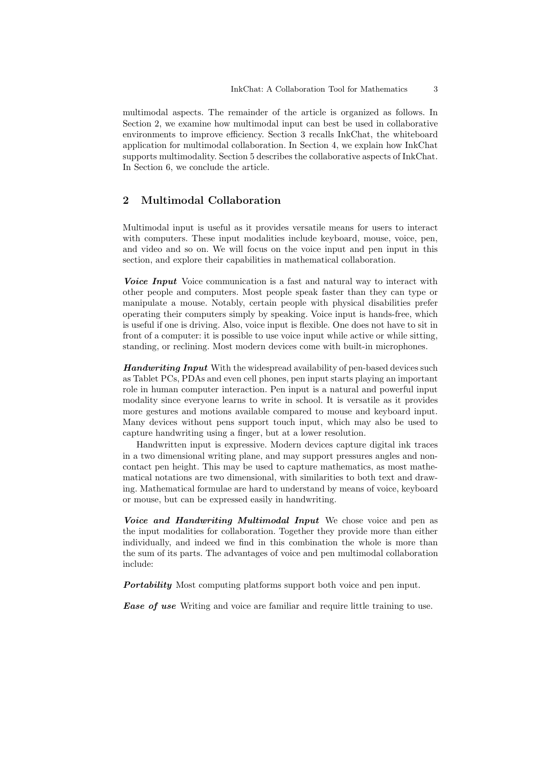multimodal aspects. The remainder of the article is organized as follows. In Section 2, we examine how multimodal input can best be used in collaborative environments to improve efficiency. Section 3 recalls InkChat, the whiteboard application for multimodal collaboration. In Section 4, we explain how InkChat supports multimodality. Section 5 describes the collaborative aspects of InkChat. In Section 6, we conclude the article.

## 2 Multimodal Collaboration

Multimodal input is useful as it provides versatile means for users to interact with computers. These input modalities include keyboard, mouse, voice, pen, and video and so on. We will focus on the voice input and pen input in this section, and explore their capabilities in mathematical collaboration.

***Voice Input*** Voice communication is a fast and natural way to interact with other people and computers. Most people speak faster than they can type or manipulate a mouse. Notably, certain people with physical disabilities prefer operating their computers simply by speaking. Voice input is hands-free, which is useful if one is driving. Also, voice input is flexible. One does not have to sit in front of a computer: it is possible to use voice input while active or while sitting, standing, or reclining. Most modern devices come with built-in microphones.

***Handwriting Input*** With the widespread availability of pen-based devices such as Tablet PCs, PDAs and even cell phones, pen input starts playing an important role in human computer interaction. Pen input is a natural and powerful input modality since everyone learns to write in school. It is versatile as it provides more gestures and motions available compared to mouse and keyboard input. Many devices without pens support touch input, which may also be used to capture handwriting using a finger, but at a lower resolution.

Handwritten input is expressive. Modern devices capture digital ink traces in a two dimensional writing plane, and may support pressures angles and non-contact pen height. This may be used to capture mathematics, as most mathematical notations are two dimensional, with similarities to both text and drawing. Mathematical formulae are hard to understand by means of voice, keyboard or mouse, but can be expressed easily in handwriting.

***Voice and Handwriting Multimodal Input*** We chose voice and pen as the input modalities for collaboration. Together they provide more than either individually, and indeed we find in this combination the whole is more than the sum of its parts. The advantages of voice and pen multimodal collaboration include:

***Portability*** Most computing platforms support both voice and pen input.

***Ease of use*** Writing and voice are familiar and require little training to use.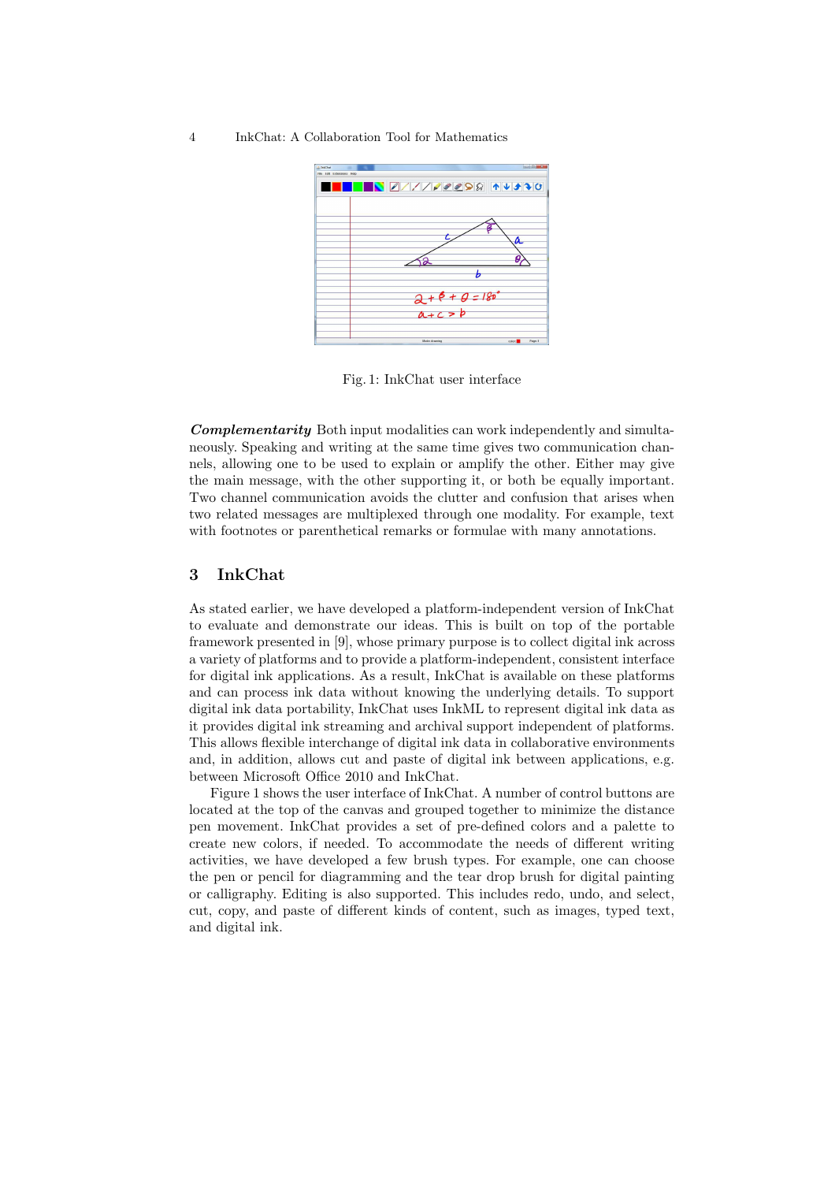Fig. 1: InkChat user interface

***Complementarity*** Both input modalities can work independently and simultaneously. Speaking and writing at the same time gives two communication channels, allowing one to be used to explain or amplify the other. Either may give the main message, with the other supporting it, or both be equally important. Two channel communication avoids the clutter and confusion that arises when two related messages are multiplexed through one modality. For example, text with footnotes or parenthetical remarks or formulae with many annotations.

## 3 InkChat

As stated earlier, we have developed a platform-independent version of InkChat to evaluate and demonstrate our ideas. This is built on top of the portable framework presented in [9], whose primary purpose is to collect digital ink across a variety of platforms and to provide a platform-independent, consistent interface for digital ink applications. As a result, InkChat is available on these platforms and can process ink data without knowing the underlying details. To support digital ink data portability, InkChat uses InkML to represent digital ink data as it provides digital ink streaming and archival support independent of platforms. This allows flexible interchange of digital ink data in collaborative environments and, in addition, allows cut and paste of digital ink between applications, e.g. between Microsoft Office 2010 and InkChat.

Figure 1 shows the user interface of InkChat. A number of control buttons are located at the top of the canvas and grouped together to minimize the distance pen movement. InkChat provides a set of pre-defined colors and a palette to create new colors, if needed. To accommodate the needs of different writing activities, we have developed a few brush types. For example, one can choose the pen or pencil for diagramming and the tear drop brush for digital painting or calligraphy. Editing is also supported. This includes redo, undo, and select, cut, copy, and paste of different kinds of content, such as images, typed text, and digital ink.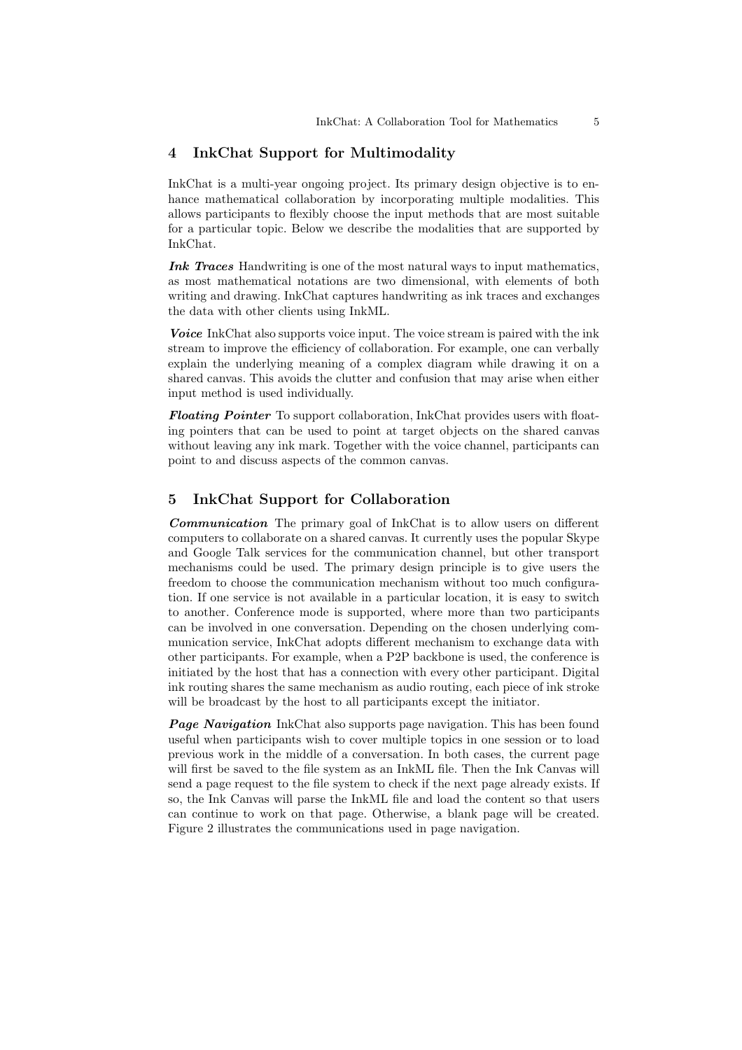## 4 InkChat Support for Multimodality

InkChat is a multi-year ongoing project. Its primary design objective is to enhance mathematical collaboration by incorporating multiple modalities. This allows participants to flexibly choose the input methods that are most suitable for a particular topic. Below we describe the modalities that are supported by InkChat.

***Ink Traces*** Handwriting is one of the most natural ways to input mathematics, as most mathematical notations are two dimensional, with elements of both writing and drawing. InkChat captures handwriting as ink traces and exchanges the data with other clients using InkML.

***Voice*** InkChat also supports voice input. The voice stream is paired with the ink stream to improve the efficiency of collaboration. For example, one can verbally explain the underlying meaning of a complex diagram while drawing it on a shared canvas. This avoids the clutter and confusion that may arise when either input method is used individually.

***Floating Pointer*** To support collaboration, InkChat provides users with floating pointers that can be used to point at target objects on the shared canvas without leaving any ink mark. Together with the voice channel, participants can point to and discuss aspects of the common canvas.

## 5 InkChat Support for Collaboration

***Communication*** The primary goal of InkChat is to allow users on different computers to collaborate on a shared canvas. It currently uses the popular Skype and Google Talk services for the communication channel, but other transport mechanisms could be used. The primary design principle is to give users the freedom to choose the communication mechanism without too much configuration. If one service is not available in a particular location, it is easy to switch to another. Conference mode is supported, where more than two participants can be involved in one conversation. Depending on the chosen underlying communication service, InkChat adopts different mechanism to exchange data with other participants. For example, when a P2P backbone is used, the conference is initiated by the host that has a connection with every other participant. Digital ink routing shares the same mechanism as audio routing, each piece of ink stroke will be broadcast by the host to all participants except the initiator.

***Page Navigation*** InkChat also supports page navigation. This has been found useful when participants wish to cover multiple topics in one session or to load previous work in the middle of a conversation. In both cases, the current page will first be saved to the file system as an InkML file. Then the Ink Canvas will send a page request to the file system to check if the next page already exists. If so, the Ink Canvas will parse the InkML file and load the content so that users can continue to work on that page. Otherwise, a blank page will be created. Figure 2 illustrates the communications used in page navigation.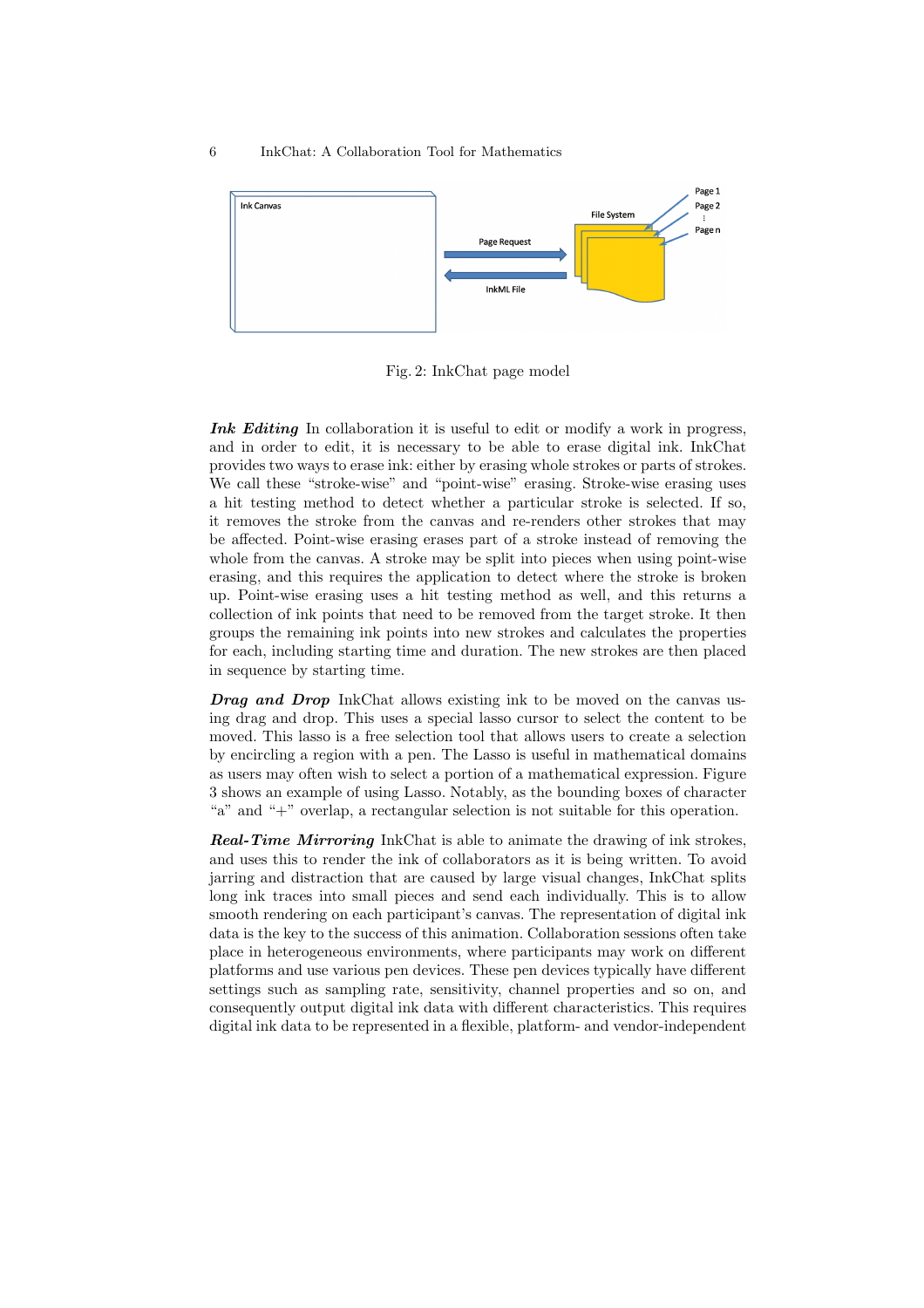Fig. 2: InkChat page model

***Ink Editing*** In collaboration it is useful to edit or modify a work in progress, and in order to edit, it is necessary to be able to erase digital ink. InkChat provides two ways to erase ink: either by erasing whole strokes or parts of strokes. We call these "stroke-wise" and "point-wise" erasing. Stroke-wise erasing uses a hit testing method to detect whether a particular stroke is selected. If so, it removes the stroke from the canvas and re-renders other strokes that may be affected. Point-wise erasing erases part of a stroke instead of removing the whole from the canvas. A stroke may be split into pieces when using point-wise erasing, and this requires the application to detect where the stroke is broken up. Point-wise erasing uses a hit testing method as well, and this returns a collection of ink points that need to be removed from the target stroke. It then groups the remaining ink points into new strokes and calculates the properties for each, including starting time and duration. The new strokes are then placed in sequence by starting time.

***Drag and Drop*** InkChat allows existing ink to be moved on the canvas using drag and drop. This uses a special lasso cursor to select the content to be moved. This lasso is a free selection tool that allows users to create a selection by encircling a region with a pen. The Lasso is useful in mathematical domains as users may often wish to select a portion of a mathematical expression. Figure 3 shows an example of using Lasso. Notably, as the bounding boxes of character "a" and "+" overlap, a rectangular selection is not suitable for this operation.

***Real-Time Mirroring*** InkChat is able to animate the drawing of ink strokes, and uses this to render the ink of collaborators as it is being written. To avoid jarring and distraction that are caused by large visual changes, InkChat splits long ink traces into small pieces and send each individually. This is to allow smooth rendering on each participant's canvas. The representation of digital ink data is the key to the success of this animation. Collaboration sessions often take place in heterogeneous environments, where participants may work on different platforms and use various pen devices. These pen devices typically have different settings such as sampling rate, sensitivity, channel properties and so on, and consequently output digital ink data with different characteristics. This requires digital ink data to be represented in a flexible, platform- and vendor-independent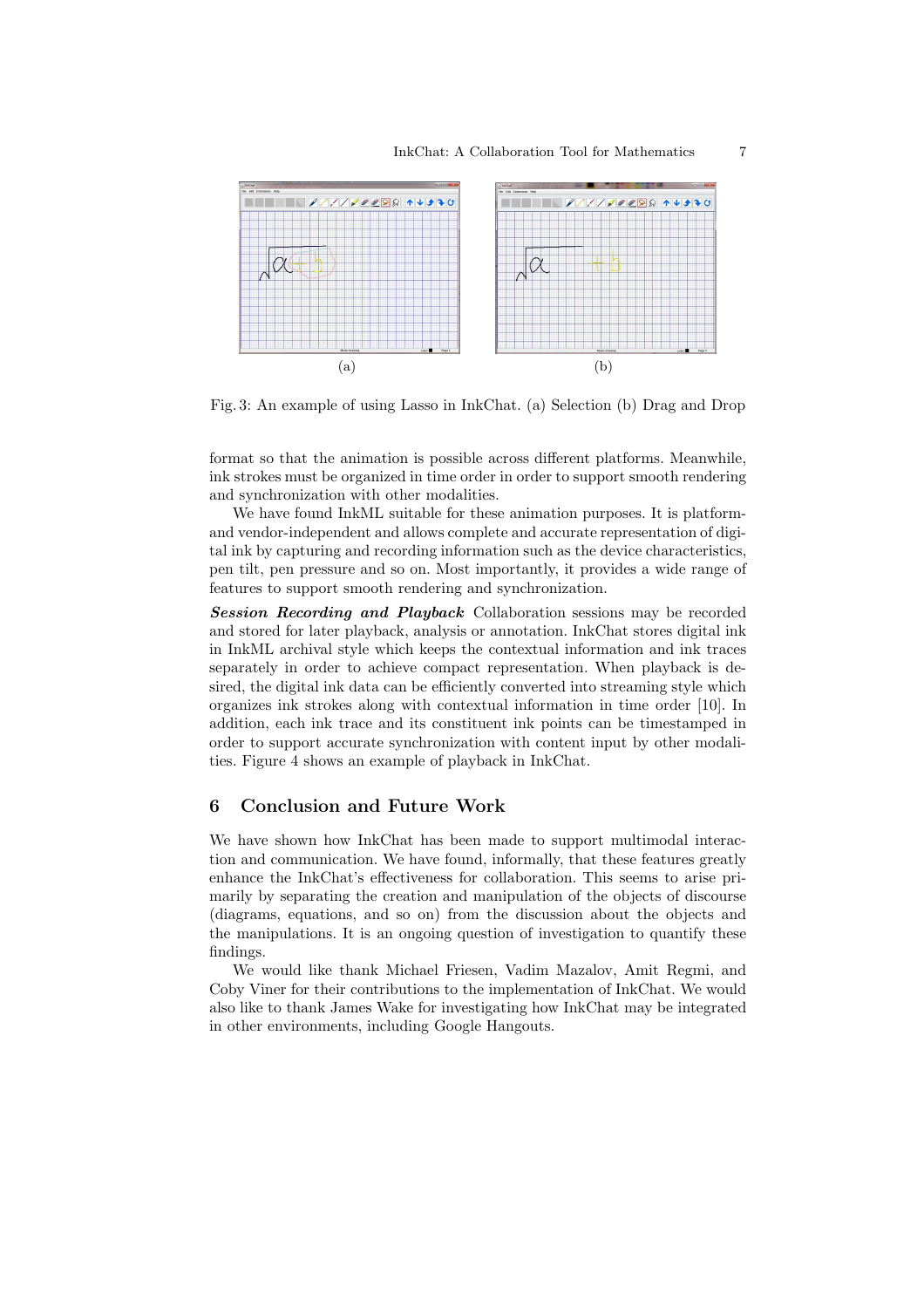(a) (b)

Fig. 3: An example of using Lasso in InkChat. (a) Selection (b) Drag and Drop

format so that the animation is possible across different platforms. Meanwhile, ink strokes must be organized in time order in order to support smooth rendering and synchronization with other modalities.

We have found InkML suitable for these animation purposes. It is platform- and vendor-independent and allows complete and accurate representation of digital ink by capturing and recording information such as the device characteristics, pen tilt, pen pressure and so on. Most importantly, it provides a wide range of features to support smooth rendering and synchronization.

***Session Recording and Playback*** Collaboration sessions may be recorded and stored for later playback, analysis or annotation. InkChat stores digital ink in InkML archival style which keeps the contextual information and ink traces separately in order to achieve compact representation. When playback is desired, the digital ink data can be efficiently converted into streaming style which organizes ink strokes along with contextual information in time order [10]. In addition, each ink trace and its constituent ink points can be timestamped in order to support accurate synchronization with content input by other modalities. Figure 4 shows an example of playback in InkChat.

## 6 Conclusion and Future Work

We have shown how InkChat has been made to support multimodal interaction and communication. We have found, informally, that these features greatly enhance the InkChat's effectiveness for collaboration. This seems to arise primarily by separating the creation and manipulation of the objects of discourse (diagrams, equations, and so on) from the discussion about the objects and the manipulations. It is an ongoing question of investigation to quantify these findings.

We would like thank Michael Friesen, Vadim Mazalov, Amit Regmi, and Coby Viner for their contributions to the implementation of InkChat. We would also like to thank James Wake for investigating how InkChat may be integrated in other environments, including Google Hangouts.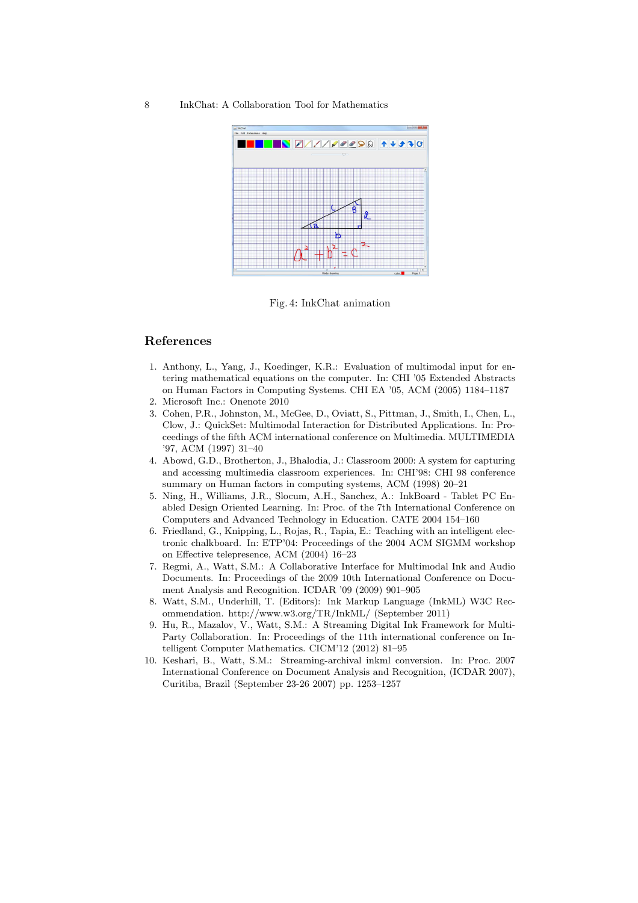Fig. 4: InkChat animation

## References

1. Anthony, L., Yang, J., Koedinger, K.R.: Evaluation of multimodal input for entering mathematical equations on the computer. In: CHI '05 Extended Abstracts on Human Factors in Computing Systems. CHI EA '05, ACM (2005) 1184–1187
2. Microsoft Inc.: Onenote 2010
3. Cohen, P.R., Johnston, M., McGee, D., Oviatt, S., Pittman, J., Smith, I., Chen, L., Clow, J.: QuickSet: Multimodal Interaction for Distributed Applications. In: Proceedings of the fifth ACM international conference on Multimedia. MULTIMEDIA '97, ACM (1997) 31–40
4. Abowd, G.D., Brotherton, J., Bhalodia, J.: Classroom 2000: A system for capturing and accessing multimedia classroom experiences. In: CHI'98: CHI 98 conference summary on Human factors in computing systems, ACM (1998) 20–21
5. Ning, H., Williams, J.R., Slocum, A.H., Sanchez, A.: InkBoard - Tablet PC Enabled Design Oriented Learning. In: Proc. of the 7th International Conference on Computers and Advanced Technology in Education. CATE 2004 154–160
6. Friedland, G., Knipping, L., Rojas, R., Tapia, E.: Teaching with an intelligent electronic chalkboard. In: ETP'04: Proceedings of the 2004 ACM SIGMM workshop on Effective telepresence, ACM (2004) 16–23
7. Regmi, A., Watt, S.M.: A Collaborative Interface for Multimodal Ink and Audio Documents. In: Proceedings of the 2009 10th International Conference on Document Analysis and Recognition. ICDAR '09 (2009) 901–905
8. Watt, S.M., Underhill, T. (Editors): Ink Markup Language (InkML) W3C Recommendation. http://www.w3.org/TR/InkML/ (September 2011)
9. Hu, R., Mazalov, V., Watt, S.M.: A Streaming Digital Ink Framework for Multi-Party Collaboration. In: Proceedings of the 11th international conference on Intelligent Computer Mathematics. CICM'12 (2012) 81–95
10. Keshari, B., Watt, S.M.: Streaming-archival inkml conversion. In: Proc. 2007 International Conference on Document Analysis and Recognition, (ICDAR 2007), Curitiba, Brazil (September 23-26 2007) pp. 1253–1257